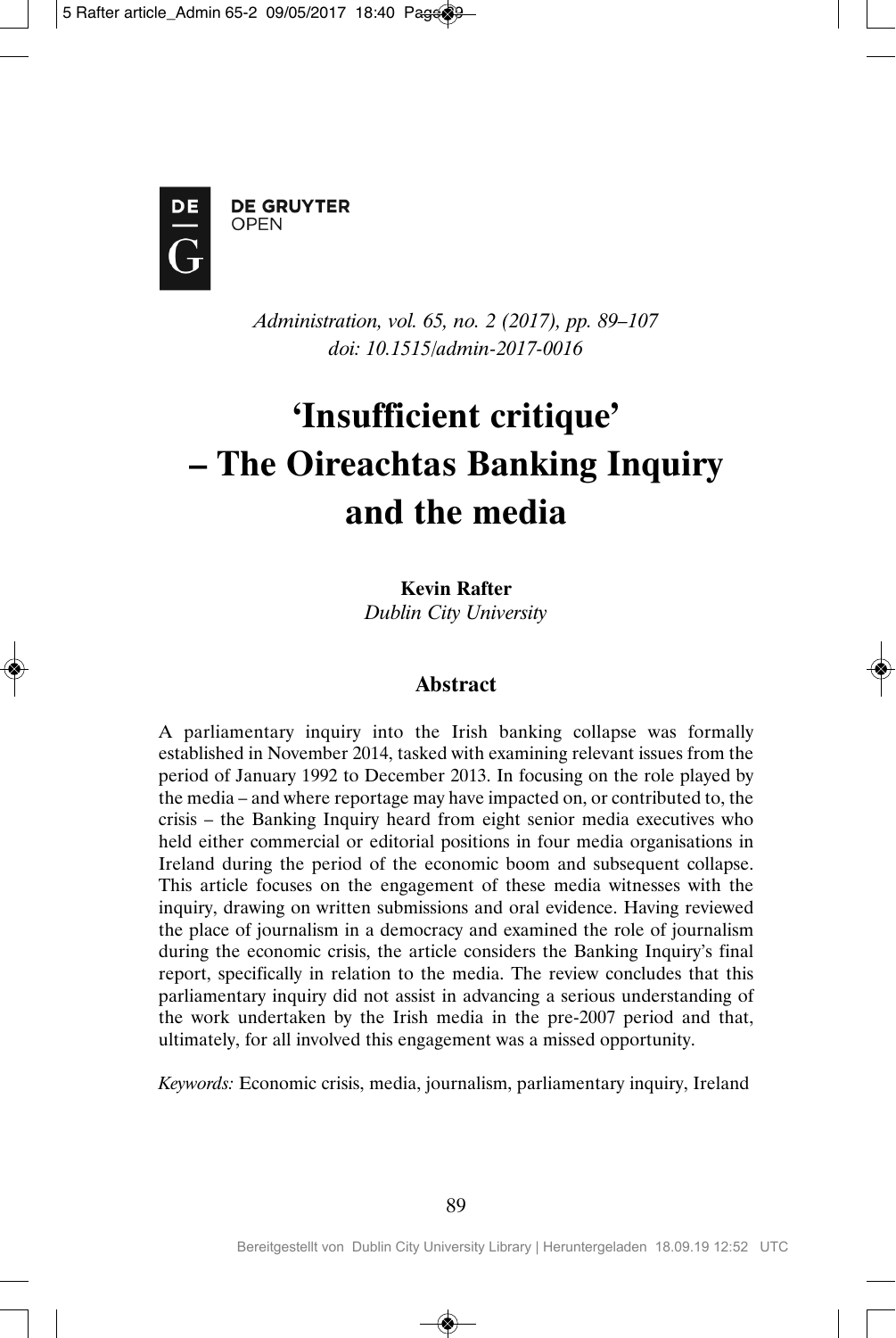*Administration, vol. 65, no. 2 (2017), pp. 89–107*
*doi: 10.1515/admin-2017-0016*

# 'Insufficient critique' – The Oireachtas Banking Inquiry and the media

**Kevin Rafter**
*Dublin City University*

## Abstract

A parliamentary inquiry into the Irish banking collapse was formally established in November 2014, tasked with examining relevant issues from the period of January 1992 to December 2013. In focusing on the role played by the media – and where reportage may have impacted on, or contributed to, the crisis – the Banking Inquiry heard from eight senior media executives who held either commercial or editorial positions in four media organisations in Ireland during the period of the economic boom and subsequent collapse. This article focuses on the engagement of these media witnesses with the inquiry, drawing on written submissions and oral evidence. Having reviewed the place of journalism in a democracy and examined the role of journalism during the economic crisis, the article considers the Banking Inquiry's final report, specifically in relation to the media. The review concludes that this parliamentary inquiry did not assist in advancing a serious understanding of the work undertaken by the Irish media in the pre-2007 period and that, ultimately, for all involved this engagement was a missed opportunity.

*Keywords:* Economic crisis, media, journalism, parliamentary inquiry, Ireland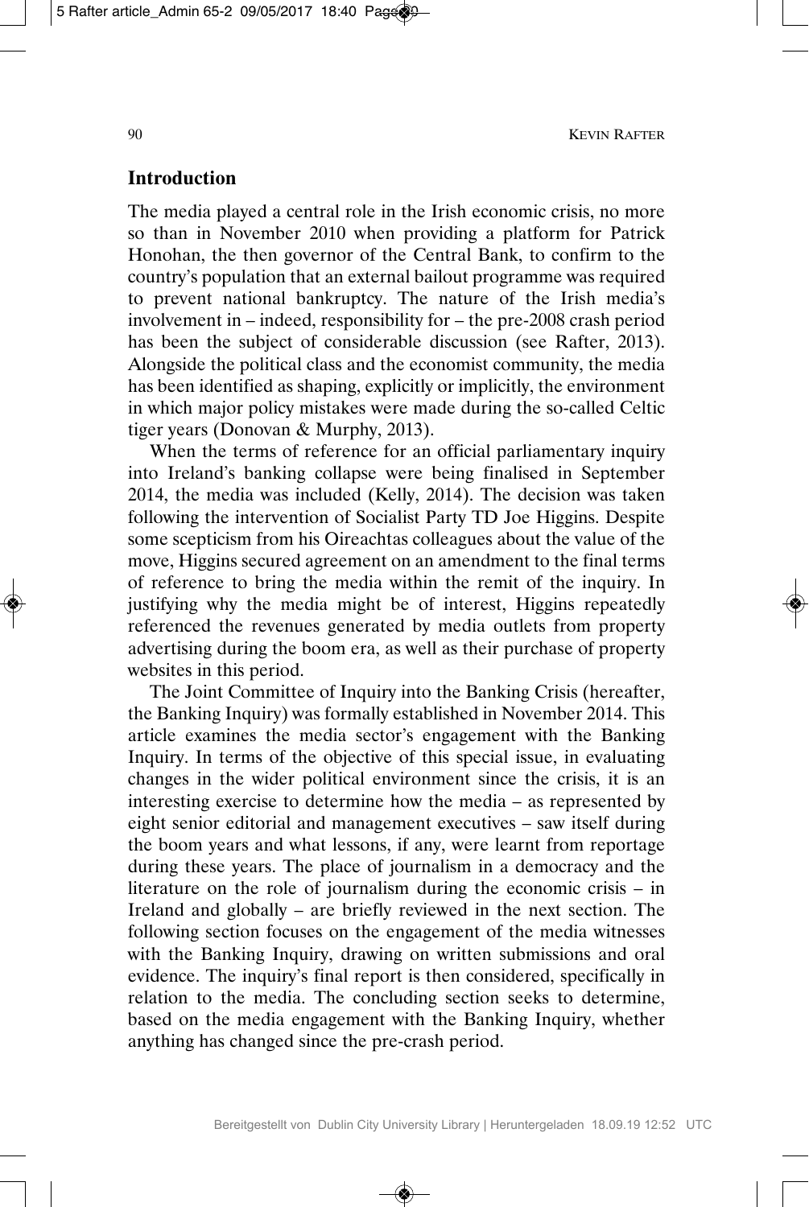## Introduction

The media played a central role in the Irish economic crisis, no more so than in November 2010 when providing a platform for Patrick Honohan, the then governor of the Central Bank, to confirm to the country's population that an external bailout programme was required to prevent national bankruptcy. The nature of the Irish media's involvement in – indeed, responsibility for – the pre-2008 crash period has been the subject of considerable discussion (see Rafter, 2013). Alongside the political class and the economist community, the media has been identified as shaping, explicitly or implicitly, the environment in which major policy mistakes were made during the so-called Celtic tiger years (Donovan & Murphy, 2013).

When the terms of reference for an official parliamentary inquiry into Ireland's banking collapse were being finalised in September 2014, the media was included (Kelly, 2014). The decision was taken following the intervention of Socialist Party TD Joe Higgins. Despite some scepticism from his Oireachtas colleagues about the value of the move, Higgins secured agreement on an amendment to the final terms of reference to bring the media within the remit of the inquiry. In justifying why the media might be of interest, Higgins repeatedly referenced the revenues generated by media outlets from property advertising during the boom era, as well as their purchase of property websites in this period.

The Joint Committee of Inquiry into the Banking Crisis (hereafter, the Banking Inquiry) was formally established in November 2014. This article examines the media sector's engagement with the Banking Inquiry. In terms of the objective of this special issue, in evaluating changes in the wider political environment since the crisis, it is an interesting exercise to determine how the media – as represented by eight senior editorial and management executives – saw itself during the boom years and what lessons, if any, were learnt from reportage during these years. The place of journalism in a democracy and the literature on the role of journalism during the economic crisis – in Ireland and globally – are briefly reviewed in the next section. The following section focuses on the engagement of the media witnesses with the Banking Inquiry, drawing on written submissions and oral evidence. The inquiry's final report is then considered, specifically in relation to the media. The concluding section seeks to determine, based on the media engagement with the Banking Inquiry, whether anything has changed since the pre-crash period.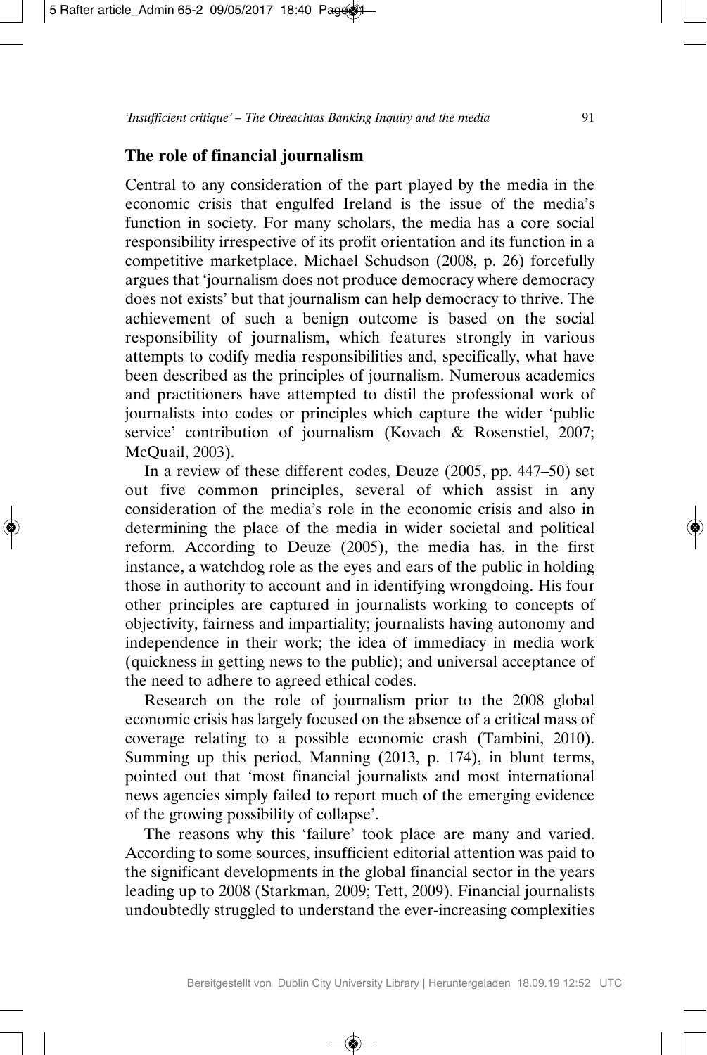## The role of financial journalism

Central to any consideration of the part played by the media in the economic crisis that engulfed Ireland is the issue of the media's function in society. For many scholars, the media has a core social responsibility irrespective of its profit orientation and its function in a competitive marketplace. Michael Schudson (2008, p. 26) forcefully argues that 'journalism does not produce democracy where democracy does not exists' but that journalism can help democracy to thrive. The achievement of such a benign outcome is based on the social responsibility of journalism, which features strongly in various attempts to codify media responsibilities and, specifically, what have been described as the principles of journalism. Numerous academics and practitioners have attempted to distil the professional work of journalists into codes or principles which capture the wider 'public service' contribution of journalism (Kovach & Rosenstiel, 2007; McQuail, 2003).

In a review of these different codes, Deuze (2005, pp. 447–50) set out five common principles, several of which assist in any consideration of the media's role in the economic crisis and also in determining the place of the media in wider societal and political reform. According to Deuze (2005), the media has, in the first instance, a watchdog role as the eyes and ears of the public in holding those in authority to account and in identifying wrongdoing. His four other principles are captured in journalists working to concepts of objectivity, fairness and impartiality; journalists having autonomy and independence in their work; the idea of immediacy in media work (quickness in getting news to the public); and universal acceptance of the need to adhere to agreed ethical codes.

Research on the role of journalism prior to the 2008 global economic crisis has largely focused on the absence of a critical mass of coverage relating to a possible economic crash (Tambini, 2010). Summing up this period, Manning (2013, p. 174), in blunt terms, pointed out that 'most financial journalists and most international news agencies simply failed to report much of the emerging evidence of the growing possibility of collapse'.

The reasons why this 'failure' took place are many and varied. According to some sources, insufficient editorial attention was paid to the significant developments in the global financial sector in the years leading up to 2008 (Starkman, 2009; Tett, 2009). Financial journalists undoubtedly struggled to understand the ever-increasing complexities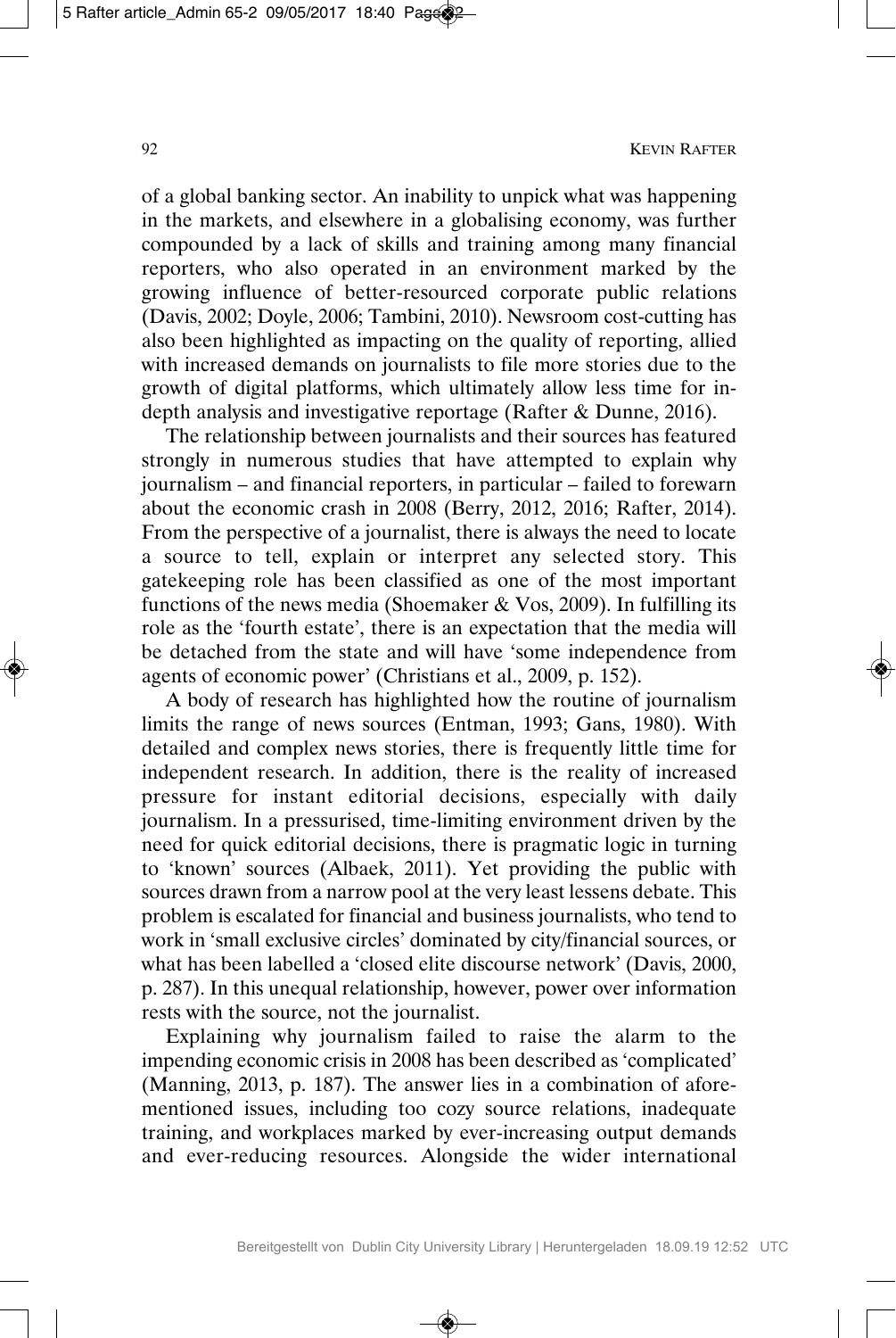of a global banking sector. An inability to unpick what was happening in the markets, and elsewhere in a globalising economy, was further compounded by a lack of skills and training among many financial reporters, who also operated in an environment marked by the growing influence of better-resourced corporate public relations (Davis, 2002; Doyle, 2006; Tambini, 2010). Newsroom cost-cutting has also been highlighted as impacting on the quality of reporting, allied with increased demands on journalists to file more stories due to the growth of digital platforms, which ultimately allow less time for in-depth analysis and investigative reportage (Rafter & Dunne, 2016).

The relationship between journalists and their sources has featured strongly in numerous studies that have attempted to explain why journalism – and financial reporters, in particular – failed to forewarn about the economic crash in 2008 (Berry, 2012, 2016; Rafter, 2014). From the perspective of a journalist, there is always the need to locate a source to tell, explain or interpret any selected story. This gatekeeping role has been classified as one of the most important functions of the news media (Shoemaker & Vos, 2009). In fulfilling its role as the 'fourth estate', there is an expectation that the media will be detached from the state and will have 'some independence from agents of economic power' (Christians et al., 2009, p. 152).

A body of research has highlighted how the routine of journalism limits the range of news sources (Entman, 1993; Gans, 1980). With detailed and complex news stories, there is frequently little time for independent research. In addition, there is the reality of increased pressure for instant editorial decisions, especially with daily journalism. In a pressurised, time-limiting environment driven by the need for quick editorial decisions, there is pragmatic logic in turning to 'known' sources (Albaek, 2011). Yet providing the public with sources drawn from a narrow pool at the very least lessens debate. This problem is escalated for financial and business journalists, who tend to work in 'small exclusive circles' dominated by city/financial sources, or what has been labelled a 'closed elite discourse network' (Davis, 2000, p. 287). In this unequal relationship, however, power over information rests with the source, not the journalist.

Explaining why journalism failed to raise the alarm to the impending economic crisis in 2008 has been described as 'complicated' (Manning, 2013, p. 187). The answer lies in a combination of aforementioned issues, including too cozy source relations, inadequate training, and workplaces marked by ever-increasing output demands and ever-reducing resources. Alongside the wider international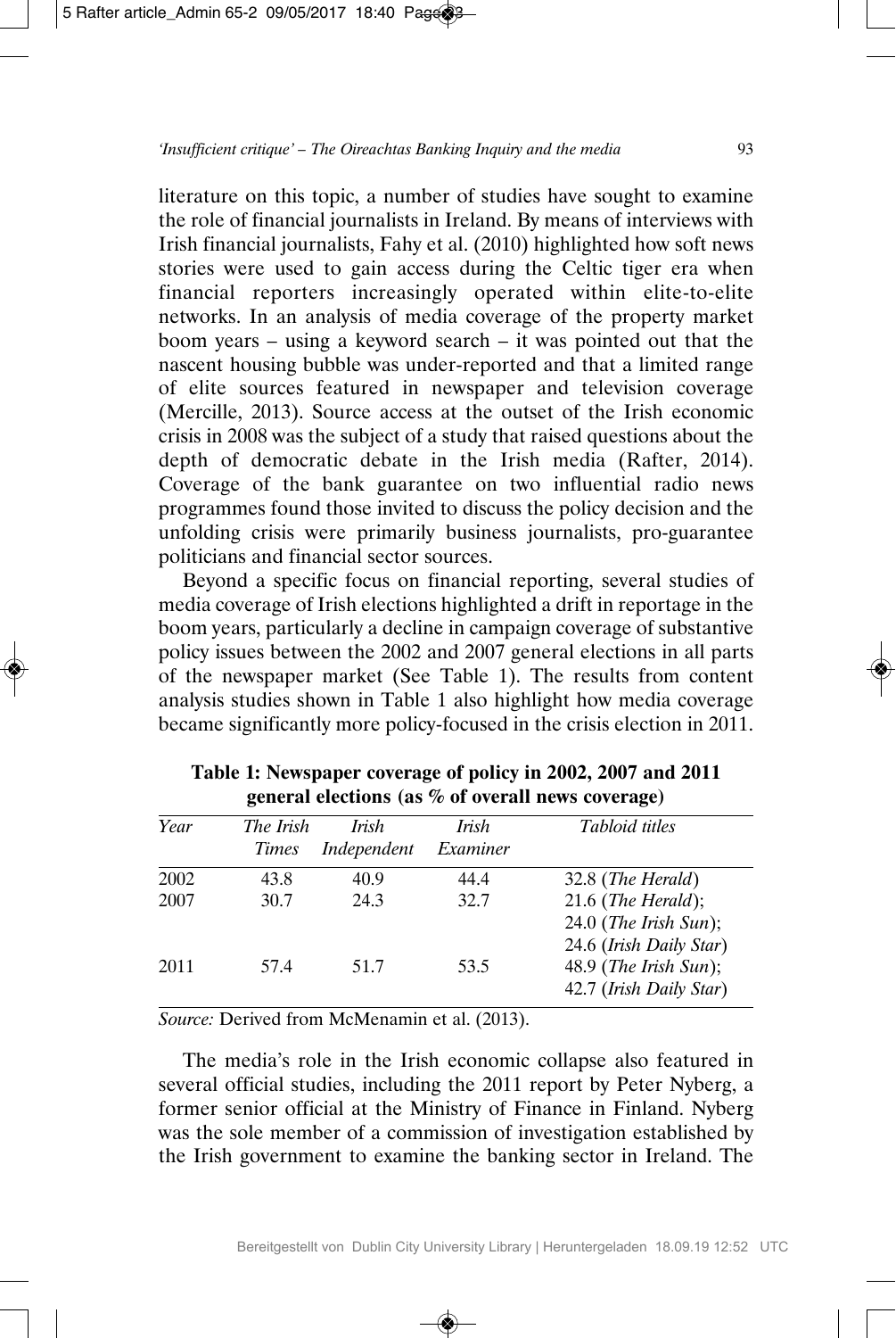literature on this topic, a number of studies have sought to examine the role of financial journalists in Ireland. By means of interviews with Irish financial journalists, Fahy et al. (2010) highlighted how soft news stories were used to gain access during the Celtic tiger era when financial reporters increasingly operated within elite-to-elite networks. In an analysis of media coverage of the property market boom years – using a keyword search – it was pointed out that the nascent housing bubble was under-reported and that a limited range of elite sources featured in newspaper and television coverage (Mercille, 2013). Source access at the outset of the Irish economic crisis in 2008 was the subject of a study that raised questions about the depth of democratic debate in the Irish media (Rafter, 2014). Coverage of the bank guarantee on two influential radio news programmes found those invited to discuss the policy decision and the unfolding crisis were primarily business journalists, pro-guarantee politicians and financial sector sources.

Beyond a specific focus on financial reporting, several studies of media coverage of Irish elections highlighted a drift in reportage in the boom years, particularly a decline in campaign coverage of substantive policy issues between the 2002 and 2007 general elections in all parts of the newspaper market (See Table 1). The results from content analysis studies shown in Table 1 also highlight how media coverage became significantly more policy-focused in the crisis election in 2011.

**Table 1: Newspaper coverage of policy in 2002, 2007 and 2011 general elections (as % of overall news coverage)**

| *Year* | *The Irish Times* | *Irish Independent* | *Irish Examiner* | *Tabloid titles* |
|---|---|---|---|---|
| 2002 | 43.8 | 40.9 | 44.4 | 32.8 (*The Herald*) |
| 2007 | 30.7 | 24.3 | 32.7 | 21.6 (*The Herald*); 24.0 (*The Irish Sun*); 24.6 (*Irish Daily Star*) |
| 2011 | 57.4 | 51.7 | 53.5 | 48.9 (*The Irish Sun*); 42.7 (*Irish Daily Star*) |

*Source:* Derived from McMenamin et al. (2013).

The media's role in the Irish economic collapse also featured in several official studies, including the 2011 report by Peter Nyberg, a former senior official at the Ministry of Finance in Finland. Nyberg was the sole member of a commission of investigation established by the Irish government to examine the banking sector in Ireland. The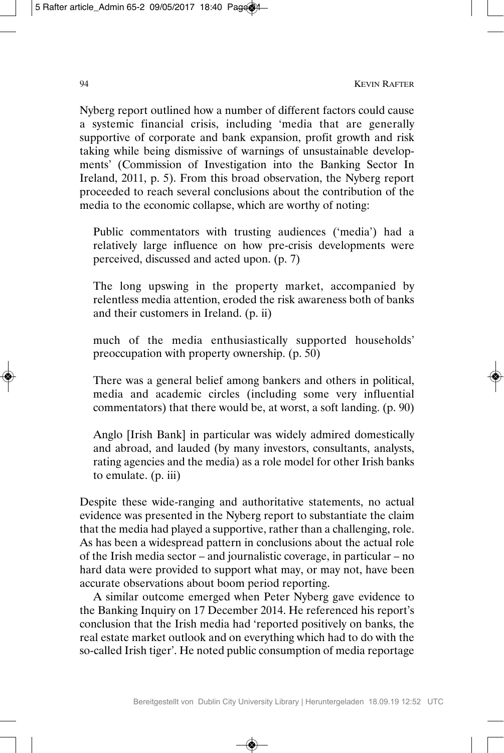Nyberg report outlined how a number of different factors could cause a systemic financial crisis, including 'media that are generally supportive of corporate and bank expansion, profit growth and risk taking while being dismissive of warnings of unsustainable developments' (Commission of Investigation into the Banking Sector In Ireland, 2011, p. 5). From this broad observation, the Nyberg report proceeded to reach several conclusions about the contribution of the media to the economic collapse, which are worthy of noting:

> Public commentators with trusting audiences ('media') had a relatively large influence on how pre-crisis developments were perceived, discussed and acted upon. (p. 7)
>
> The long upswing in the property market, accompanied by relentless media attention, eroded the risk awareness both of banks and their customers in Ireland. (p. ii)
>
> much of the media enthusiastically supported households' preoccupation with property ownership. (p. 50)
>
> There was a general belief among bankers and others in political, media and academic circles (including some very influential commentators) that there would be, at worst, a soft landing. (p. 90)
>
> Anglo [Irish Bank] in particular was widely admired domestically and abroad, and lauded (by many investors, consultants, analysts, rating agencies and the media) as a role model for other Irish banks to emulate. (p. iii)

Despite these wide-ranging and authoritative statements, no actual evidence was presented in the Nyberg report to substantiate the claim that the media had played a supportive, rather than a challenging, role. As has been a widespread pattern in conclusions about the actual role of the Irish media sector – and journalistic coverage, in particular – no hard data were provided to support what may, or may not, have been accurate observations about boom period reporting.

A similar outcome emerged when Peter Nyberg gave evidence to the Banking Inquiry on 17 December 2014. He referenced his report's conclusion that the Irish media had 'reported positively on banks, the real estate market outlook and on everything which had to do with the so-called Irish tiger'. He noted public consumption of media reportage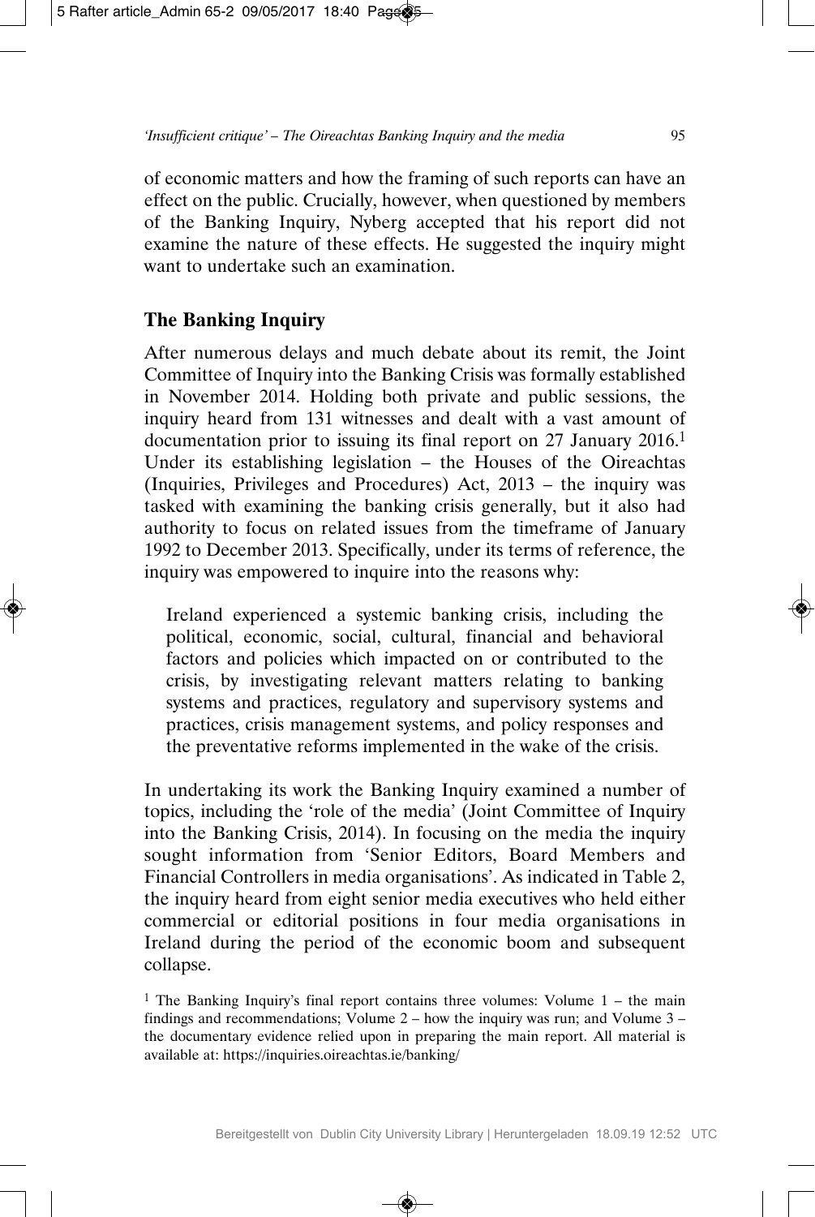of economic matters and how the framing of such reports can have an effect on the public. Crucially, however, when questioned by members of the Banking Inquiry, Nyberg accepted that his report did not examine the nature of these effects. He suggested the inquiry might want to undertake such an examination.

## The Banking Inquiry

After numerous delays and much debate about its remit, the Joint Committee of Inquiry into the Banking Crisis was formally established in November 2014. Holding both private and public sessions, the inquiry heard from 131 witnesses and dealt with a vast amount of documentation prior to issuing its final report on 27 January 2016.[1] Under its establishing legislation – the Houses of the Oireachtas (Inquiries, Privileges and Procedures) Act, 2013 – the inquiry was tasked with examining the banking crisis generally, but it also had authority to focus on related issues from the timeframe of January 1992 to December 2013. Specifically, under its terms of reference, the inquiry was empowered to inquire into the reasons why:

> Ireland experienced a systemic banking crisis, including the political, economic, social, cultural, financial and behavioral factors and policies which impacted on or contributed to the crisis, by investigating relevant matters relating to banking systems and practices, regulatory and supervisory systems and practices, crisis management systems, and policy responses and the preventative reforms implemented in the wake of the crisis.

In undertaking its work the Banking Inquiry examined a number of topics, including the 'role of the media' (Joint Committee of Inquiry into the Banking Crisis, 2014). In focusing on the media the inquiry sought information from 'Senior Editors, Board Members and Financial Controllers in media organisations'. As indicated in Table 2, the inquiry heard from eight senior media executives who held either commercial or editorial positions in four media organisations in Ireland during the period of the economic boom and subsequent collapse.

[1] The Banking Inquiry's final report contains three volumes: Volume 1 – the main findings and recommendations; Volume 2 – how the inquiry was run; and Volume 3 – the documentary evidence relied upon in preparing the main report. All material is available at: https://inquiries.oireachtas.ie/banking/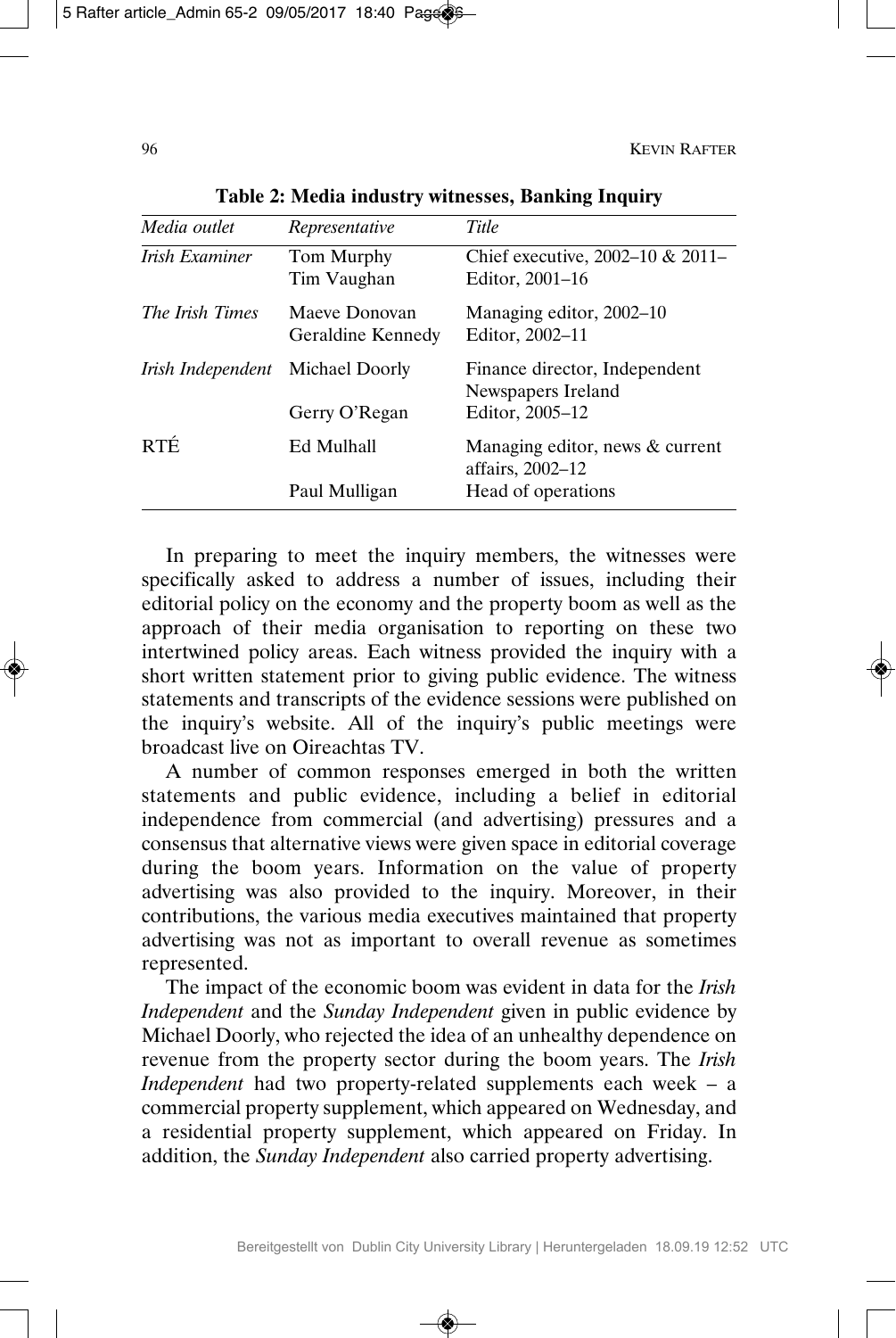**Table 2: Media industry witnesses, Banking Inquiry**

| *Media outlet* | *Representative* | *Title* |
|---|---|---|
| *Irish Examiner* | Tom Murphy | Chief executive, 2002–10 & 2011– |
| | Tim Vaughan | Editor, 2001–16 |
| *The Irish Times* | Maeve Donovan | Managing editor, 2002–10 |
| | Geraldine Kennedy | Editor, 2002–11 |
| *Irish Independent* | Michael Doorly | Finance director, Independent Newspapers Ireland |
| | Gerry O'Regan | Editor, 2005–12 |
| RTÉ | Ed Mulhall | Managing editor, news & current affairs, 2002–12 |
| | Paul Mulligan | Head of operations |

In preparing to meet the inquiry members, the witnesses were specifically asked to address a number of issues, including their editorial policy on the economy and the property boom as well as the approach of their media organisation to reporting on these two intertwined policy areas. Each witness provided the inquiry with a short written statement prior to giving public evidence. The witness statements and transcripts of the evidence sessions were published on the inquiry's website. All of the inquiry's public meetings were broadcast live on Oireachtas TV.

A number of common responses emerged in both the written statements and public evidence, including a belief in editorial independence from commercial (and advertising) pressures and a consensus that alternative views were given space in editorial coverage during the boom years. Information on the value of property advertising was also provided to the inquiry. Moreover, in their contributions, the various media executives maintained that property advertising was not as important to overall revenue as sometimes represented.

The impact of the economic boom was evident in data for the *Irish Independent* and the *Sunday Independent* given in public evidence by Michael Doorly, who rejected the idea of an unhealthy dependence on revenue from the property sector during the boom years. The *Irish Independent* had two property-related supplements each week – a commercial property supplement, which appeared on Wednesday, and a residential property supplement, which appeared on Friday. In addition, the *Sunday Independent* also carried property advertising.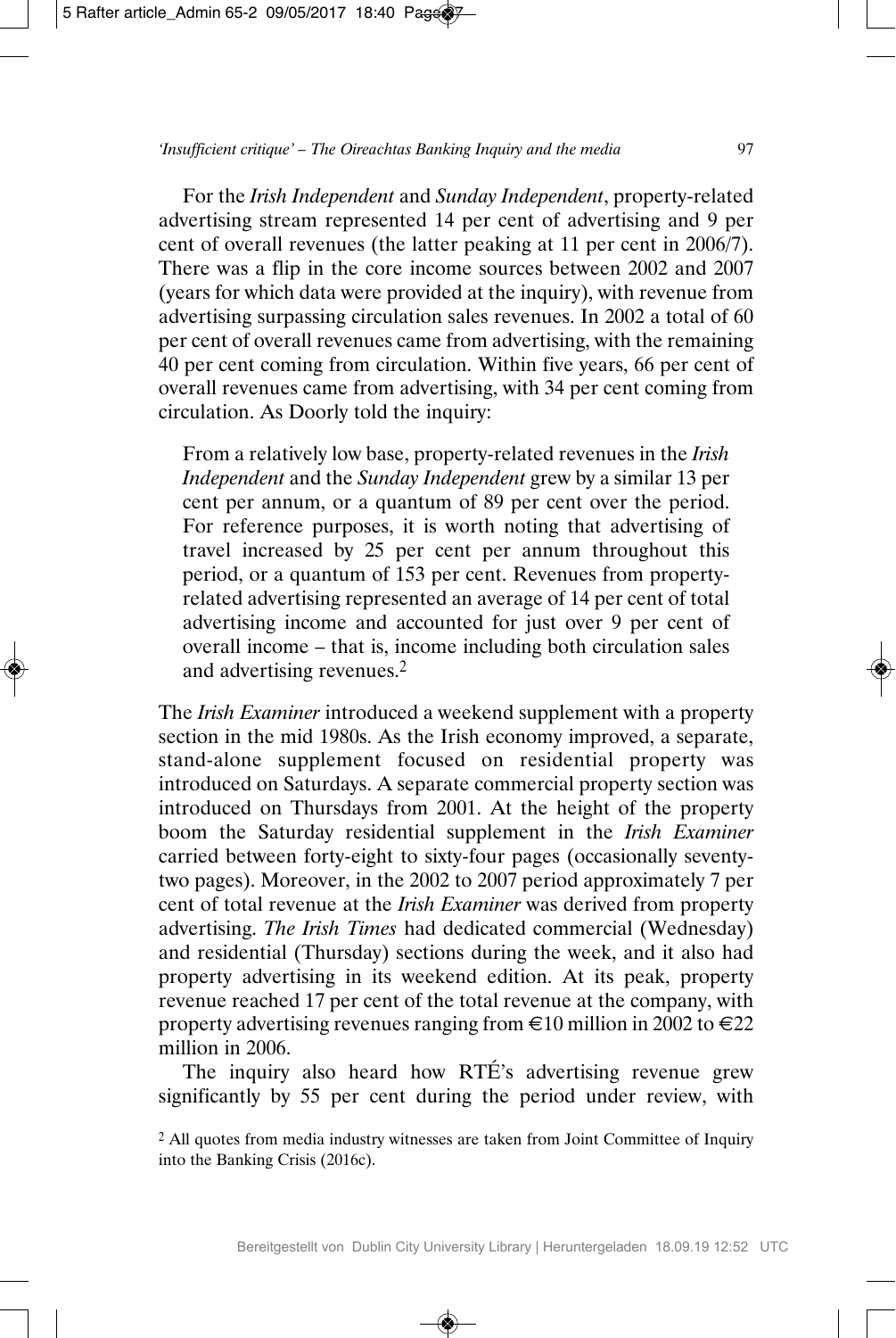For the *Irish Independent* and *Sunday Independent*, property-related advertising stream represented 14 per cent of advertising and 9 per cent of overall revenues (the latter peaking at 11 per cent in 2006/7). There was a flip in the core income sources between 2002 and 2007 (years for which data were provided at the inquiry), with revenue from advertising surpassing circulation sales revenues. In 2002 a total of 60 per cent of overall revenues came from advertising, with the remaining 40 per cent coming from circulation. Within five years, 66 per cent of overall revenues came from advertising, with 34 per cent coming from circulation. As Doorly told the inquiry:

> From a relatively low base, property-related revenues in the *Irish Independent* and the *Sunday Independent* grew by a similar 13 per cent per annum, or a quantum of 89 per cent over the period. For reference purposes, it is worth noting that advertising of travel increased by 25 per cent per annum throughout this period, or a quantum of 153 per cent. Revenues from property-related advertising represented an average of 14 per cent of total advertising income and accounted for just over 9 per cent of overall income – that is, income including both circulation sales and advertising revenues.[2]

The *Irish Examiner* introduced a weekend supplement with a property section in the mid 1980s. As the Irish economy improved, a separate, stand-alone supplement focused on residential property was introduced on Saturdays. A separate commercial property section was introduced on Thursdays from 2001. At the height of the property boom the Saturday residential supplement in the *Irish Examiner* carried between forty-eight to sixty-four pages (occasionally seventy-two pages). Moreover, in the 2002 to 2007 period approximately 7 per cent of total revenue at the *Irish Examiner* was derived from property advertising. *The Irish Times* had dedicated commercial (Wednesday) and residential (Thursday) sections during the week, and it also had property advertising in its weekend edition. At its peak, property revenue reached 17 per cent of the total revenue at the company, with property advertising revenues ranging from €10 million in 2002 to €22 million in 2006.

The inquiry also heard how RTÉ's advertising revenue grew significantly by 55 per cent during the period under review, with

[2] All quotes from media industry witnesses are taken from Joint Committee of Inquiry into the Banking Crisis (2016c).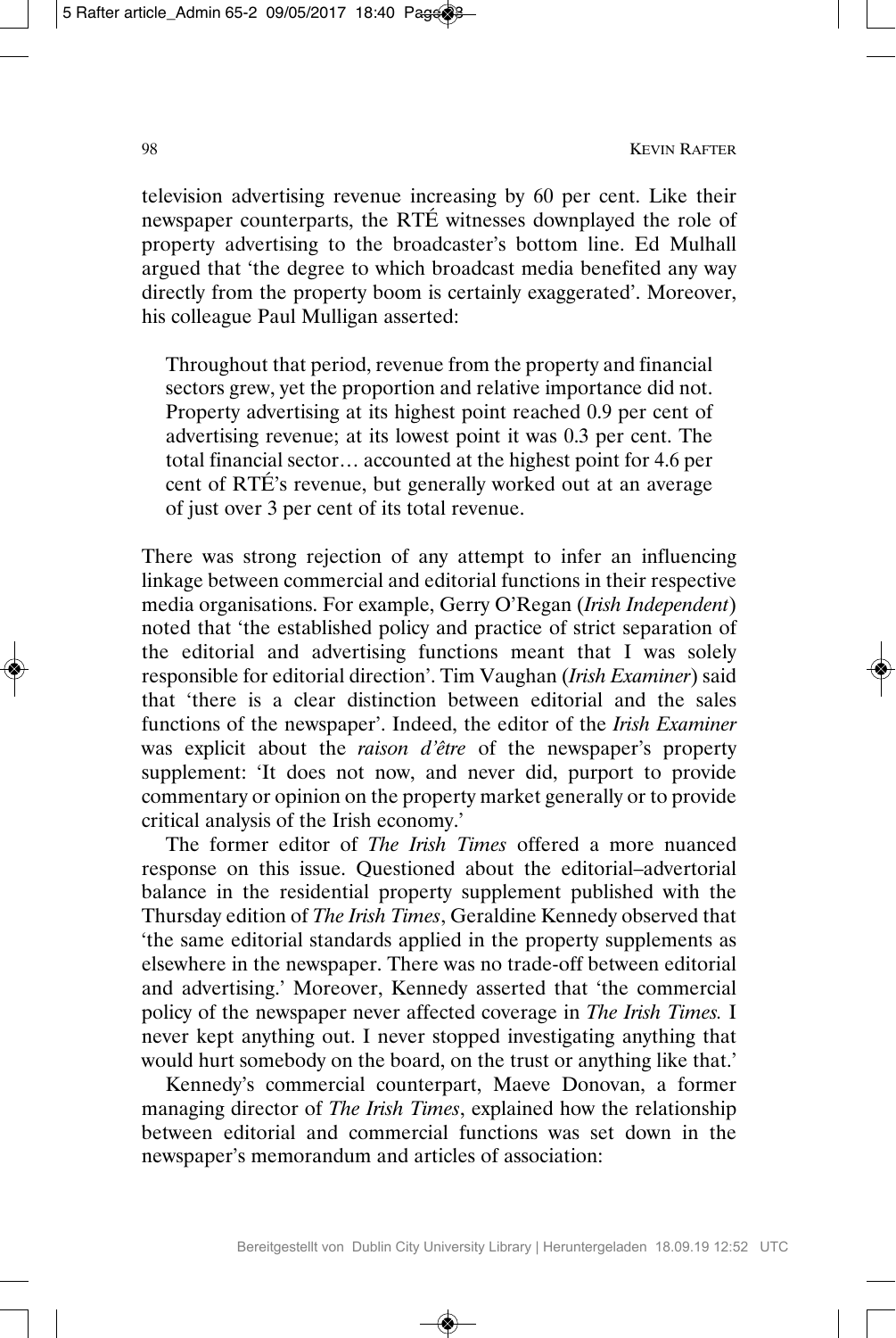television advertising revenue increasing by 60 per cent. Like their newspaper counterparts, the RTÉ witnesses downplayed the role of property advertising to the broadcaster's bottom line. Ed Mulhall argued that 'the degree to which broadcast media benefited any way directly from the property boom is certainly exaggerated'. Moreover, his colleague Paul Mulligan asserted:

> Throughout that period, revenue from the property and financial sectors grew, yet the proportion and relative importance did not. Property advertising at its highest point reached 0.9 per cent of advertising revenue; at its lowest point it was 0.3 per cent. The total financial sector… accounted at the highest point for 4.6 per cent of RTÉ's revenue, but generally worked out at an average of just over 3 per cent of its total revenue.

There was strong rejection of any attempt to infer an influencing linkage between commercial and editorial functions in their respective media organisations. For example, Gerry O'Regan (*Irish Independent*) noted that 'the established policy and practice of strict separation of the editorial and advertising functions meant that I was solely responsible for editorial direction'. Tim Vaughan (*Irish Examiner*) said that 'there is a clear distinction between editorial and the sales functions of the newspaper'. Indeed, the editor of the *Irish Examiner* was explicit about the *raison d'être* of the newspaper's property supplement: 'It does not now, and never did, purport to provide commentary or opinion on the property market generally or to provide critical analysis of the Irish economy.'

The former editor of *The Irish Times* offered a more nuanced response on this issue. Questioned about the editorial–advertorial balance in the residential property supplement published with the Thursday edition of *The Irish Times*, Geraldine Kennedy observed that 'the same editorial standards applied in the property supplements as elsewhere in the newspaper. There was no trade-off between editorial and advertising.' Moreover, Kennedy asserted that 'the commercial policy of the newspaper never affected coverage in *The Irish Times.* I never kept anything out. I never stopped investigating anything that would hurt somebody on the board, on the trust or anything like that.'

Kennedy's commercial counterpart, Maeve Donovan, a former managing director of *The Irish Times*, explained how the relationship between editorial and commercial functions was set down in the newspaper's memorandum and articles of association: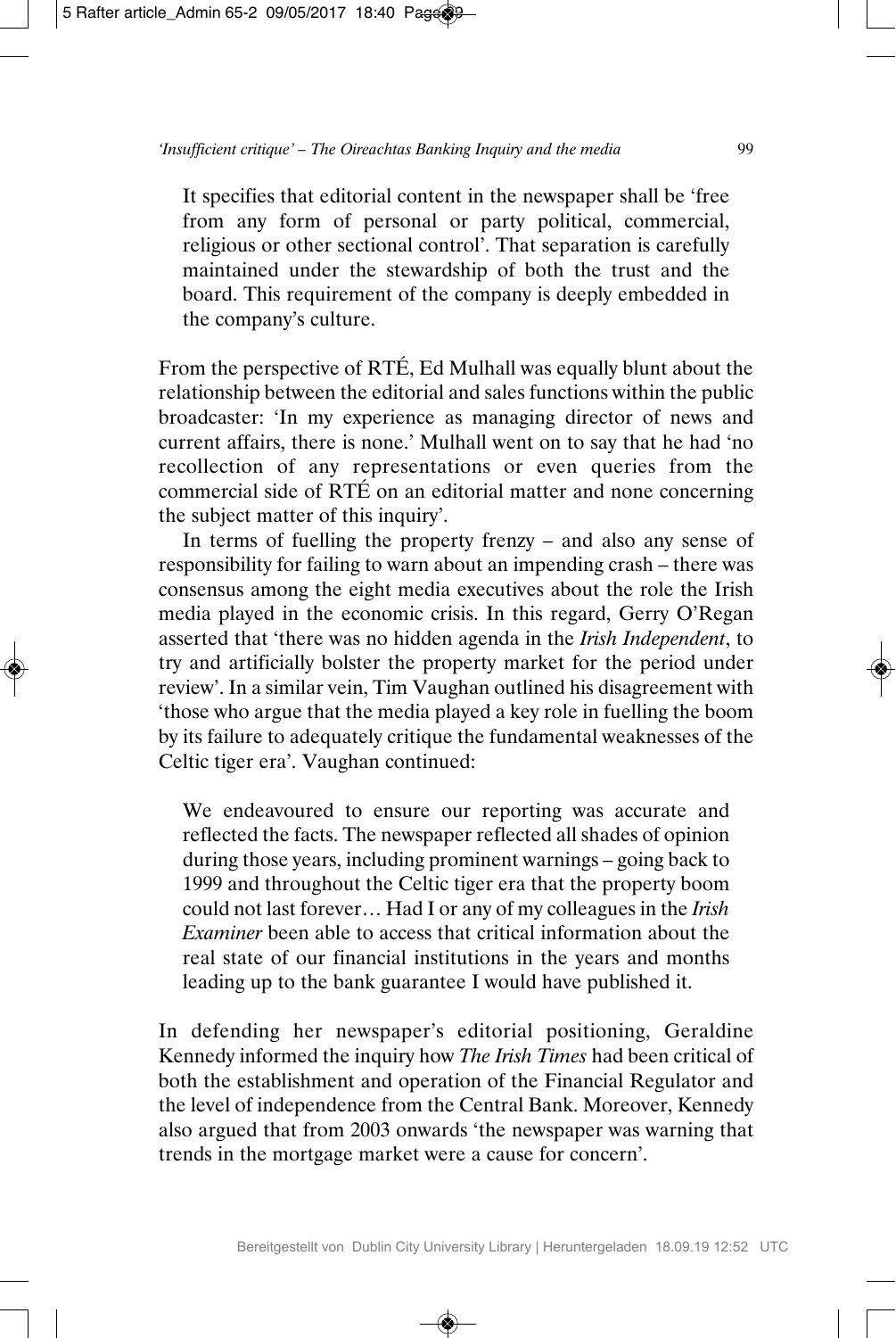> It specifies that editorial content in the newspaper shall be 'free from any form of personal or party political, commercial, religious or other sectional control'. That separation is carefully maintained under the stewardship of both the trust and the board. This requirement of the company is deeply embedded in the company's culture.

From the perspective of RTÉ, Ed Mulhall was equally blunt about the relationship between the editorial and sales functions within the public broadcaster: 'In my experience as managing director of news and current affairs, there is none.' Mulhall went on to say that he had 'no recollection of any representations or even queries from the commercial side of RTÉ on an editorial matter and none concerning the subject matter of this inquiry'.

In terms of fuelling the property frenzy – and also any sense of responsibility for failing to warn about an impending crash – there was consensus among the eight media executives about the role the Irish media played in the economic crisis. In this regard, Gerry O'Regan asserted that 'there was no hidden agenda in the *Irish Independent*, to try and artificially bolster the property market for the period under review'. In a similar vein, Tim Vaughan outlined his disagreement with 'those who argue that the media played a key role in fuelling the boom by its failure to adequately critique the fundamental weaknesses of the Celtic tiger era'. Vaughan continued:

> We endeavoured to ensure our reporting was accurate and reflected the facts. The newspaper reflected all shades of opinion during those years, including prominent warnings – going back to 1999 and throughout the Celtic tiger era that the property boom could not last forever… Had I or any of my colleagues in the *Irish Examiner* been able to access that critical information about the real state of our financial institutions in the years and months leading up to the bank guarantee I would have published it.

In defending her newspaper's editorial positioning, Geraldine Kennedy informed the inquiry how *The Irish Times* had been critical of both the establishment and operation of the Financial Regulator and the level of independence from the Central Bank. Moreover, Kennedy also argued that from 2003 onwards 'the newspaper was warning that trends in the mortgage market were a cause for concern'.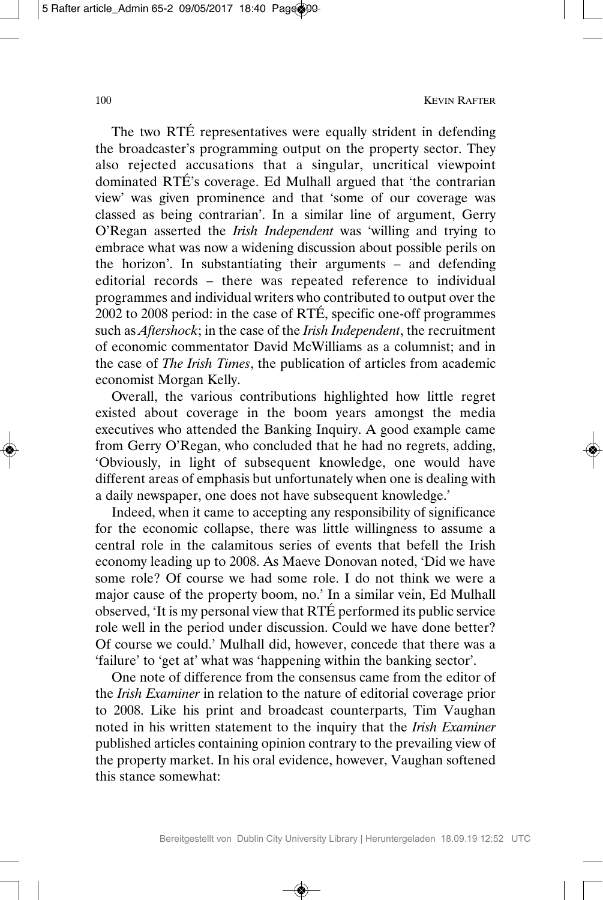The two RTÉ representatives were equally strident in defending the broadcaster's programming output on the property sector. They also rejected accusations that a singular, uncritical viewpoint dominated RTÉ's coverage. Ed Mulhall argued that 'the contrarian view' was given prominence and that 'some of our coverage was classed as being contrarian'. In a similar line of argument, Gerry O'Regan asserted the *Irish Independent* was 'willing and trying to embrace what was now a widening discussion about possible perils on the horizon'. In substantiating their arguments – and defending editorial records – there was repeated reference to individual programmes and individual writers who contributed to output over the 2002 to 2008 period: in the case of RTÉ, specific one-off programmes such as *Aftershock*; in the case of the *Irish Independent*, the recruitment of economic commentator David McWilliams as a columnist; and in the case of *The Irish Times*, the publication of articles from academic economist Morgan Kelly.

Overall, the various contributions highlighted how little regret existed about coverage in the boom years amongst the media executives who attended the Banking Inquiry. A good example came from Gerry O'Regan, who concluded that he had no regrets, adding, 'Obviously, in light of subsequent knowledge, one would have different areas of emphasis but unfortunately when one is dealing with a daily newspaper, one does not have subsequent knowledge.'

Indeed, when it came to accepting any responsibility of significance for the economic collapse, there was little willingness to assume a central role in the calamitous series of events that befell the Irish economy leading up to 2008. As Maeve Donovan noted, 'Did we have some role? Of course we had some role. I do not think we were a major cause of the property boom, no.' In a similar vein, Ed Mulhall observed, 'It is my personal view that RTÉ performed its public service role well in the period under discussion. Could we have done better? Of course we could.' Mulhall did, however, concede that there was a 'failure' to 'get at' what was 'happening within the banking sector'.

One note of difference from the consensus came from the editor of the *Irish Examiner* in relation to the nature of editorial coverage prior to 2008. Like his print and broadcast counterparts, Tim Vaughan noted in his written statement to the inquiry that the *Irish Examiner* published articles containing opinion contrary to the prevailing view of the property market. In his oral evidence, however, Vaughan softened this stance somewhat: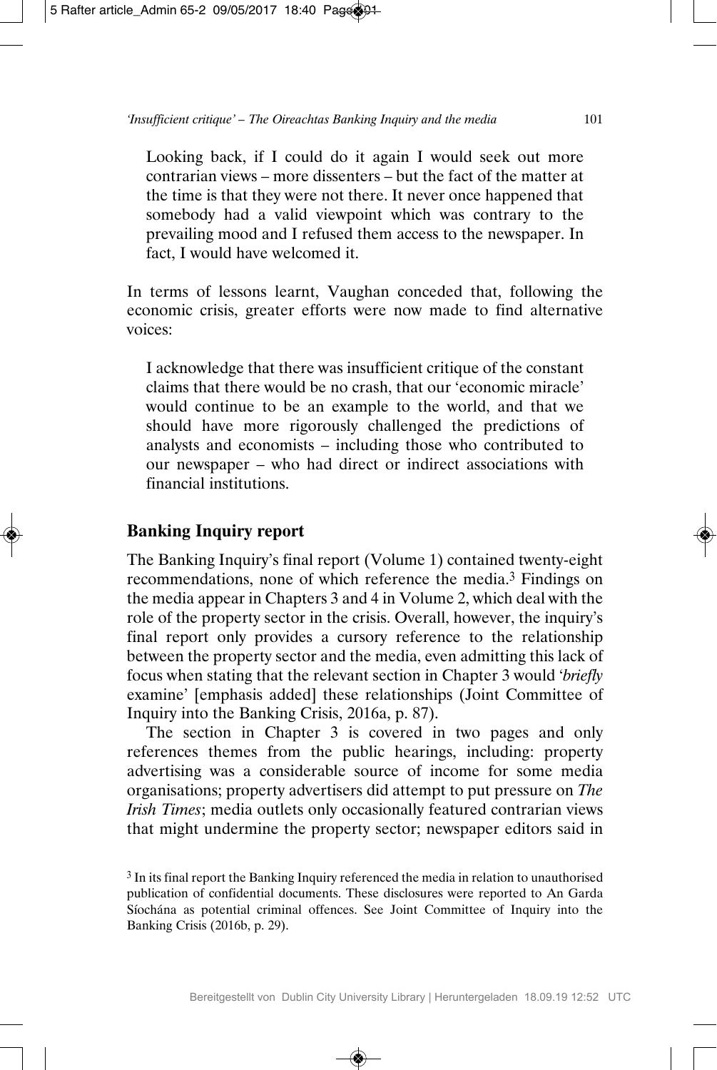> Looking back, if I could do it again I would seek out more contrarian views – more dissenters – but the fact of the matter at the time is that they were not there. It never once happened that somebody had a valid viewpoint which was contrary to the prevailing mood and I refused them access to the newspaper. In fact, I would have welcomed it.

In terms of lessons learnt, Vaughan conceded that, following the economic crisis, greater efforts were now made to find alternative voices:

> I acknowledge that there was insufficient critique of the constant claims that there would be no crash, that our 'economic miracle' would continue to be an example to the world, and that we should have more rigorously challenged the predictions of analysts and economists – including those who contributed to our newspaper – who had direct or indirect associations with financial institutions.

## Banking Inquiry report

The Banking Inquiry's final report (Volume 1) contained twenty-eight recommendations, none of which reference the media.[3] Findings on the media appear in Chapters 3 and 4 in Volume 2, which deal with the role of the property sector in the crisis. Overall, however, the inquiry's final report only provides a cursory reference to the relationship between the property sector and the media, even admitting this lack of focus when stating that the relevant section in Chapter 3 would '*briefly* examine' [emphasis added] these relationships (Joint Committee of Inquiry into the Banking Crisis, 2016a, p. 87).

The section in Chapter 3 is covered in two pages and only references themes from the public hearings, including: property advertising was a considerable source of income for some media organisations; property advertisers did attempt to put pressure on *The Irish Times*; media outlets only occasionally featured contrarian views that might undermine the property sector; newspaper editors said in

[3] In its final report the Banking Inquiry referenced the media in relation to unauthorised publication of confidential documents. These disclosures were reported to An Garda Síochána as potential criminal offences. See Joint Committee of Inquiry into the Banking Crisis (2016b, p. 29).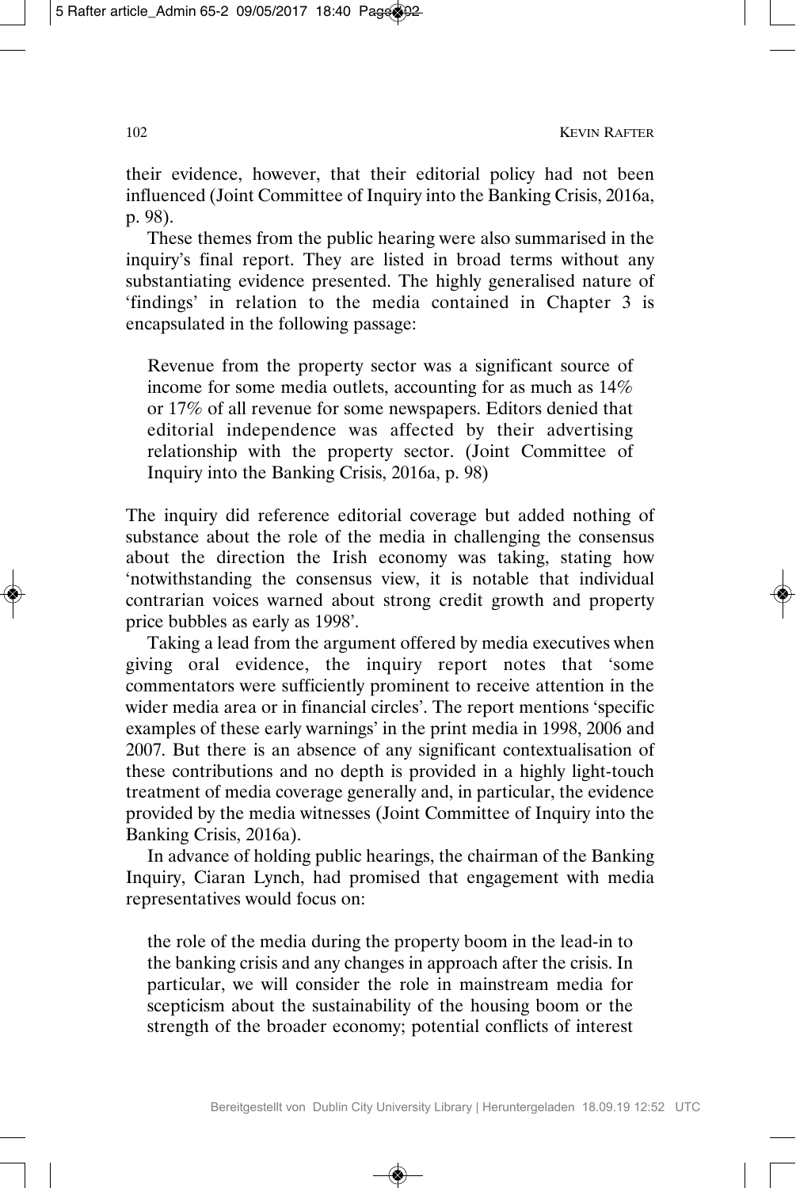their evidence, however, that their editorial policy had not been influenced (Joint Committee of Inquiry into the Banking Crisis, 2016a, p. 98).

These themes from the public hearing were also summarised in the inquiry's final report. They are listed in broad terms without any substantiating evidence presented. The highly generalised nature of 'findings' in relation to the media contained in Chapter 3 is encapsulated in the following passage:

> Revenue from the property sector was a significant source of income for some media outlets, accounting for as much as 14% or 17% of all revenue for some newspapers. Editors denied that editorial independence was affected by their advertising relationship with the property sector. (Joint Committee of Inquiry into the Banking Crisis, 2016a, p. 98)

The inquiry did reference editorial coverage but added nothing of substance about the role of the media in challenging the consensus about the direction the Irish economy was taking, stating how 'notwithstanding the consensus view, it is notable that individual contrarian voices warned about strong credit growth and property price bubbles as early as 1998'.

Taking a lead from the argument offered by media executives when giving oral evidence, the inquiry report notes that 'some commentators were sufficiently prominent to receive attention in the wider media area or in financial circles'. The report mentions 'specific examples of these early warnings' in the print media in 1998, 2006 and 2007. But there is an absence of any significant contextualisation of these contributions and no depth is provided in a highly light-touch treatment of media coverage generally and, in particular, the evidence provided by the media witnesses (Joint Committee of Inquiry into the Banking Crisis, 2016a).

In advance of holding public hearings, the chairman of the Banking Inquiry, Ciaran Lynch, had promised that engagement with media representatives would focus on:

> the role of the media during the property boom in the lead-in to the banking crisis and any changes in approach after the crisis. In particular, we will consider the role in mainstream media for scepticism about the sustainability of the housing boom or the strength of the broader economy; potential conflicts of interest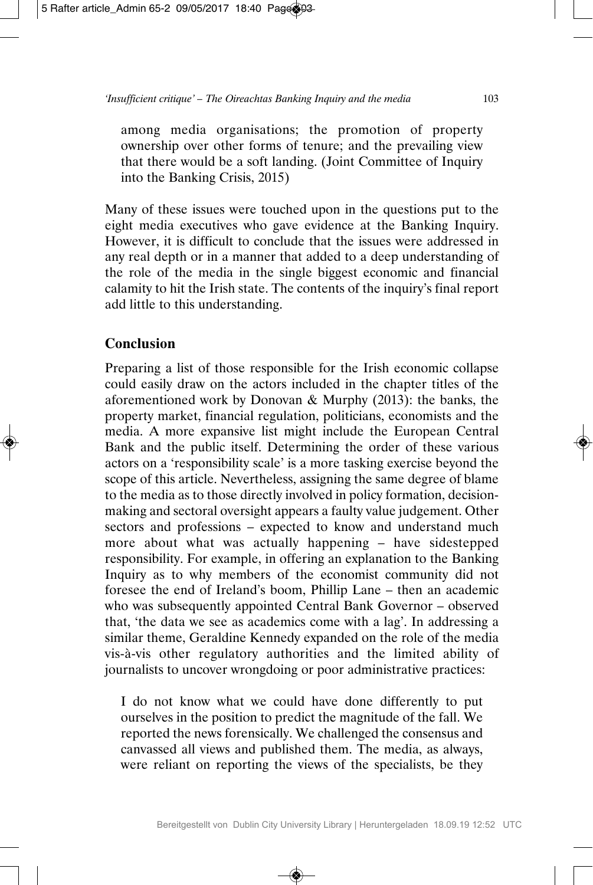among media organisations; the promotion of property ownership over other forms of tenure; and the prevailing view that there would be a soft landing. (Joint Committee of Inquiry into the Banking Crisis, 2015)

Many of these issues were touched upon in the questions put to the eight media executives who gave evidence at the Banking Inquiry. However, it is difficult to conclude that the issues were addressed in any real depth or in a manner that added to a deep understanding of the role of the media in the single biggest economic and financial calamity to hit the Irish state. The contents of the inquiry's final report add little to this understanding.

## Conclusion

Preparing a list of those responsible for the Irish economic collapse could easily draw on the actors included in the chapter titles of the aforementioned work by Donovan & Murphy (2013): the banks, the property market, financial regulation, politicians, economists and the media. A more expansive list might include the European Central Bank and the public itself. Determining the order of these various actors on a 'responsibility scale' is a more tasking exercise beyond the scope of this article. Nevertheless, assigning the same degree of blame to the media as to those directly involved in policy formation, decision-making and sectoral oversight appears a faulty value judgement. Other sectors and professions – expected to know and understand much more about what was actually happening – have sidestepped responsibility. For example, in offering an explanation to the Banking Inquiry as to why members of the economist community did not foresee the end of Ireland's boom, Phillip Lane – then an academic who was subsequently appointed Central Bank Governor – observed that, 'the data we see as academics come with a lag'. In addressing a similar theme, Geraldine Kennedy expanded on the role of the media vis-à-vis other regulatory authorities and the limited ability of journalists to uncover wrongdoing or poor administrative practices:

> I do not know what we could have done differently to put ourselves in the position to predict the magnitude of the fall. We reported the news forensically. We challenged the consensus and canvassed all views and published them. The media, as always, were reliant on reporting the views of the specialists, be they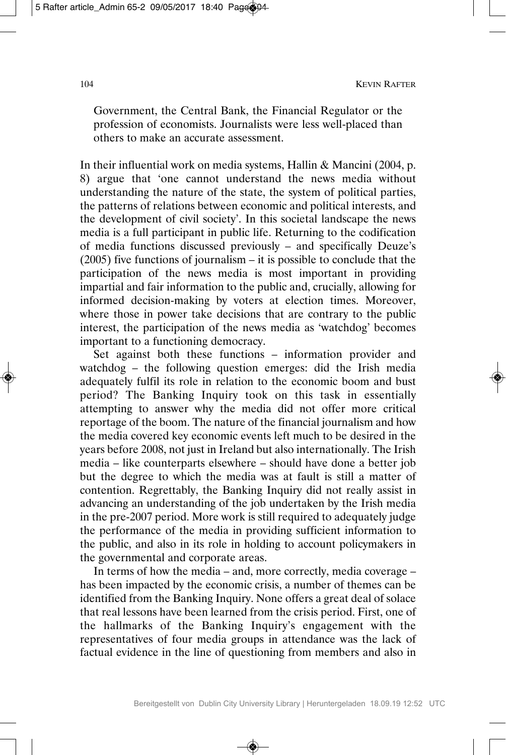Government, the Central Bank, the Financial Regulator or the profession of economists. Journalists were less well-placed than others to make an accurate assessment.

In their influential work on media systems, Hallin & Mancini (2004, p. 8) argue that 'one cannot understand the news media without understanding the nature of the state, the system of political parties, the patterns of relations between economic and political interests, and the development of civil society'. In this societal landscape the news media is a full participant in public life. Returning to the codification of media functions discussed previously – and specifically Deuze's (2005) five functions of journalism – it is possible to conclude that the participation of the news media is most important in providing impartial and fair information to the public and, crucially, allowing for informed decision-making by voters at election times. Moreover, where those in power take decisions that are contrary to the public interest, the participation of the news media as 'watchdog' becomes important to a functioning democracy.

Set against both these functions – information provider and watchdog – the following question emerges: did the Irish media adequately fulfil its role in relation to the economic boom and bust period? The Banking Inquiry took on this task in essentially attempting to answer why the media did not offer more critical reportage of the boom. The nature of the financial journalism and how the media covered key economic events left much to be desired in the years before 2008, not just in Ireland but also internationally. The Irish media – like counterparts elsewhere – should have done a better job but the degree to which the media was at fault is still a matter of contention. Regrettably, the Banking Inquiry did not really assist in advancing an understanding of the job undertaken by the Irish media in the pre-2007 period. More work is still required to adequately judge the performance of the media in providing sufficient information to the public, and also in its role in holding to account policymakers in the governmental and corporate areas.

In terms of how the media – and, more correctly, media coverage – has been impacted by the economic crisis, a number of themes can be identified from the Banking Inquiry. None offers a great deal of solace that real lessons have been learned from the crisis period. First, one of the hallmarks of the Banking Inquiry's engagement with the representatives of four media groups in attendance was the lack of factual evidence in the line of questioning from members and also in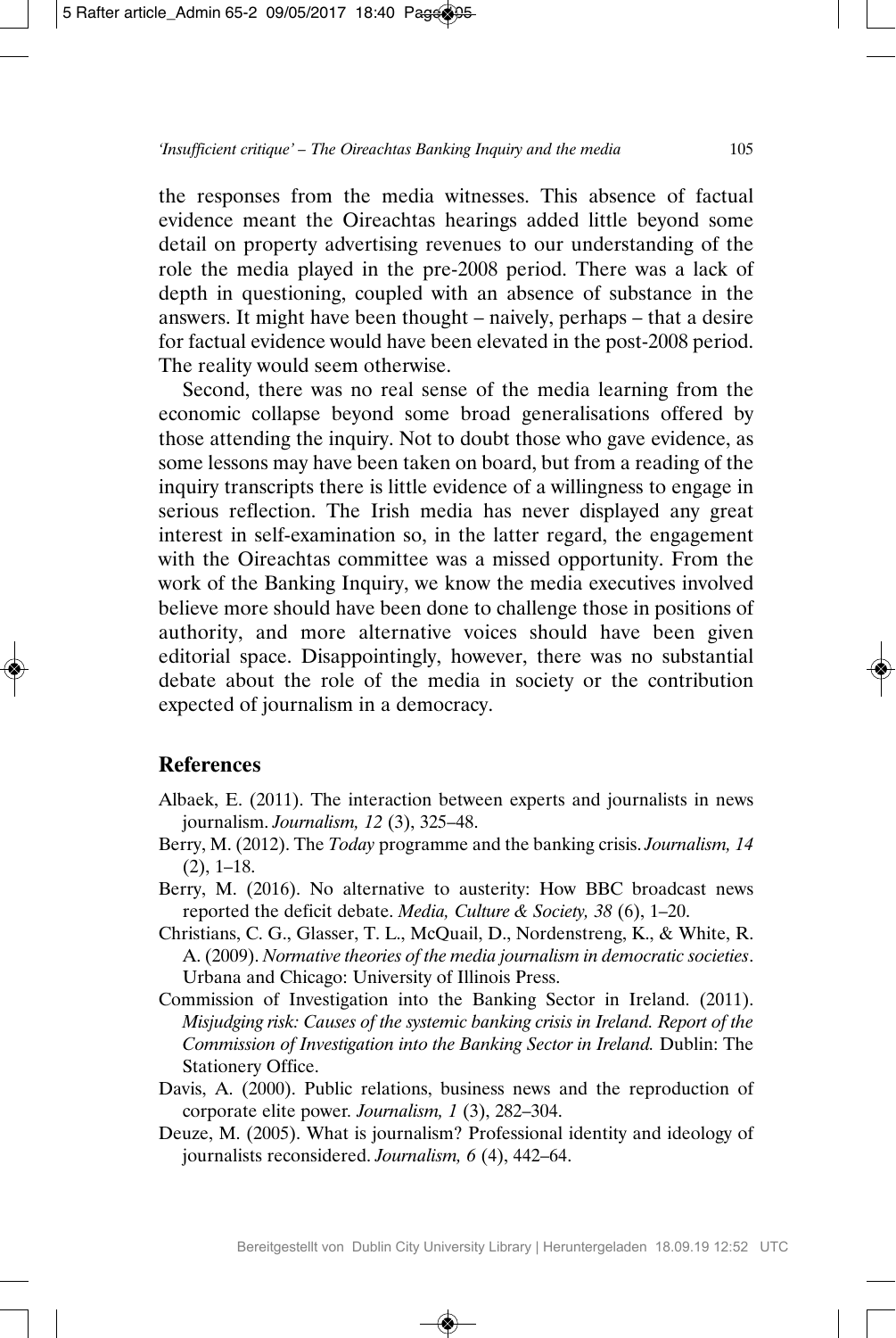the responses from the media witnesses. This absence of factual evidence meant the Oireachtas hearings added little beyond some detail on property advertising revenues to our understanding of the role the media played in the pre-2008 period. There was a lack of depth in questioning, coupled with an absence of substance in the answers. It might have been thought – naively, perhaps – that a desire for factual evidence would have been elevated in the post-2008 period. The reality would seem otherwise.

Second, there was no real sense of the media learning from the economic collapse beyond some broad generalisations offered by those attending the inquiry. Not to doubt those who gave evidence, as some lessons may have been taken on board, but from a reading of the inquiry transcripts there is little evidence of a willingness to engage in serious reflection. The Irish media has never displayed any great interest in self-examination so, in the latter regard, the engagement with the Oireachtas committee was a missed opportunity. From the work of the Banking Inquiry, we know the media executives involved believe more should have been done to challenge those in positions of authority, and more alternative voices should have been given editorial space. Disappointingly, however, there was no substantial debate about the role of the media in society or the contribution expected of journalism in a democracy.

## References

Albaek, E. (2011). The interaction between experts and journalists in news journalism. *Journalism, 12* (3), 325–48.

Berry, M. (2012). The *Today* programme and the banking crisis. *Journalism, 14* (2), 1–18.

Berry, M. (2016). No alternative to austerity: How BBC broadcast news reported the deficit debate. *Media, Culture & Society, 38* (6), 1–20.

Christians, C. G., Glasser, T. L., McQuail, D., Nordenstreng, K., & White, R. A. (2009). *Normative theories of the media journalism in democratic societies*. Urbana and Chicago: University of Illinois Press.

Commission of Investigation into the Banking Sector in Ireland. (2011). *Misjudging risk: Causes of the systemic banking crisis in Ireland. Report of the Commission of Investigation into the Banking Sector in Ireland.* Dublin: The Stationery Office.

Davis, A. (2000). Public relations, business news and the reproduction of corporate elite power. *Journalism, 1* (3), 282–304.

Deuze, M. (2005). What is journalism? Professional identity and ideology of journalists reconsidered. *Journalism, 6* (4), 442–64.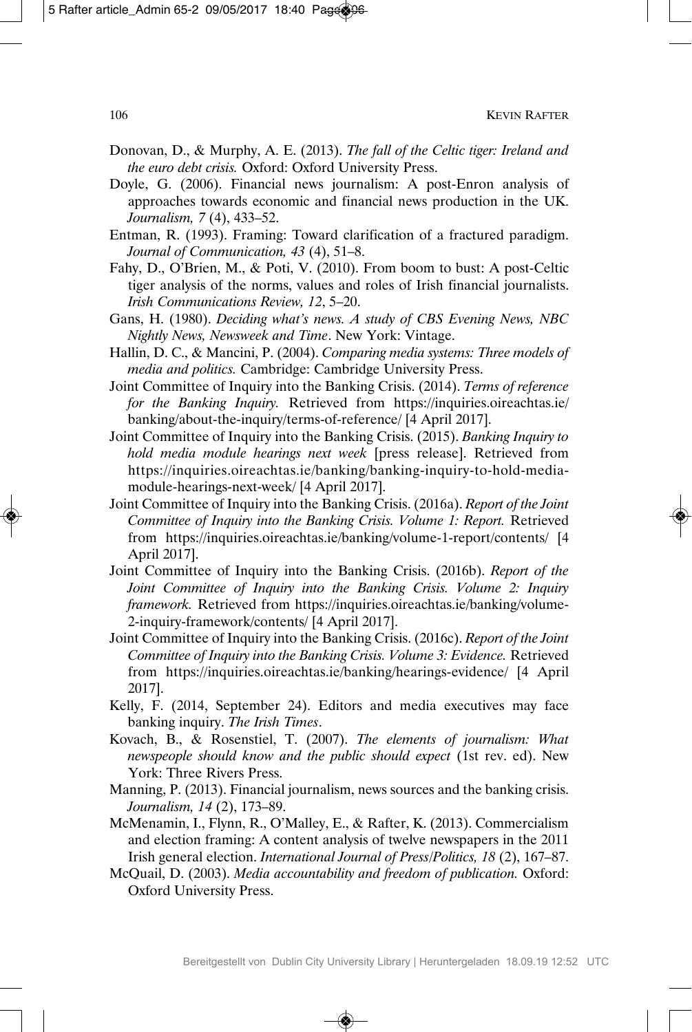Donovan, D., & Murphy, A. E. (2013). *The fall of the Celtic tiger: Ireland and the euro debt crisis.* Oxford: Oxford University Press.

Doyle, G. (2006). Financial news journalism: A post-Enron analysis of approaches towards economic and financial news production in the UK. *Journalism, 7* (4), 433–52.

Entman, R. (1993). Framing: Toward clarification of a fractured paradigm. *Journal of Communication, 43* (4), 51–8.

Fahy, D., O'Brien, M., & Poti, V. (2010). From boom to bust: A post-Celtic tiger analysis of the norms, values and roles of Irish financial journalists. *Irish Communications Review, 12*, 5–20.

Gans, H. (1980). *Deciding what's news. A study of CBS Evening News, NBC Nightly News, Newsweek and Time*. New York: Vintage.

Hallin, D. C., & Mancini, P. (2004). *Comparing media systems: Three models of media and politics.* Cambridge: Cambridge University Press.

Joint Committee of Inquiry into the Banking Crisis. (2014). *Terms of reference for the Banking Inquiry.* Retrieved from https://inquiries.oireachtas.ie/banking/about-the-inquiry/terms-of-reference/ [4 April 2017].

Joint Committee of Inquiry into the Banking Crisis. (2015). *Banking Inquiry to hold media module hearings next week* [press release]. Retrieved from https://inquiries.oireachtas.ie/banking/banking-inquiry-to-hold-media-module-hearings-next-week/ [4 April 2017].

Joint Committee of Inquiry into the Banking Crisis. (2016a). *Report of the Joint Committee of Inquiry into the Banking Crisis. Volume 1: Report.* Retrieved from https://inquiries.oireachtas.ie/banking/volume-1-report/contents/ [4 April 2017].

Joint Committee of Inquiry into the Banking Crisis. (2016b). *Report of the Joint Committee of Inquiry into the Banking Crisis. Volume 2: Inquiry framework.* Retrieved from https://inquiries.oireachtas.ie/banking/volume-2-inquiry-framework/contents/ [4 April 2017].

Joint Committee of Inquiry into the Banking Crisis. (2016c). *Report of the Joint Committee of Inquiry into the Banking Crisis. Volume 3: Evidence.* Retrieved from https://inquiries.oireachtas.ie/banking/hearings-evidence/ [4 April 2017].

Kelly, F. (2014, September 24). Editors and media executives may face banking inquiry. *The Irish Times*.

Kovach, B., & Rosenstiel, T. (2007). *The elements of journalism: What newspeople should know and the public should expect* (1st rev. ed). New York: Three Rivers Press.

Manning, P. (2013). Financial journalism, news sources and the banking crisis. *Journalism, 14* (2), 173–89.

McMenamin, I., Flynn, R., O'Malley, E., & Rafter, K. (2013). Commercialism and election framing: A content analysis of twelve newspapers in the 2011 Irish general election. *International Journal of Press/Politics, 18* (2), 167–87.

McQuail, D. (2003). *Media accountability and freedom of publication.* Oxford: Oxford University Press.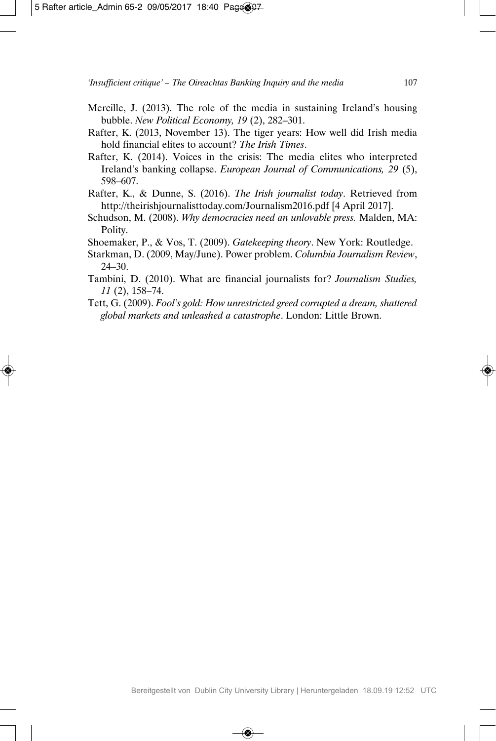Mercille, J. (2013). The role of the media in sustaining Ireland's housing bubble. *New Political Economy, 19* (2), 282–301.

Rafter, K. (2013, November 13). The tiger years: How well did Irish media hold financial elites to account? *The Irish Times*.

Rafter, K. (2014). Voices in the crisis: The media elites who interpreted Ireland's banking collapse. *European Journal of Communications, 29* (5), 598–607.

Rafter, K., & Dunne, S. (2016). *The Irish journalist today*. Retrieved from http://theirishjournalisttoday.com/Journalism2016.pdf [4 April 2017].

Schudson, M. (2008). *Why democracies need an unlovable press.* Malden, MA: Polity.

Shoemaker, P., & Vos, T. (2009). *Gatekeeping theory*. New York: Routledge.

Starkman, D. (2009, May/June). Power problem. *Columbia Journalism Review*, 24–30.

Tambini, D. (2010). What are financial journalists for? *Journalism Studies, 11* (2), 158–74.

Tett, G. (2009). *Fool's gold: How unrestricted greed corrupted a dream, shattered global markets and unleashed a catastrophe*. London: Little Brown.